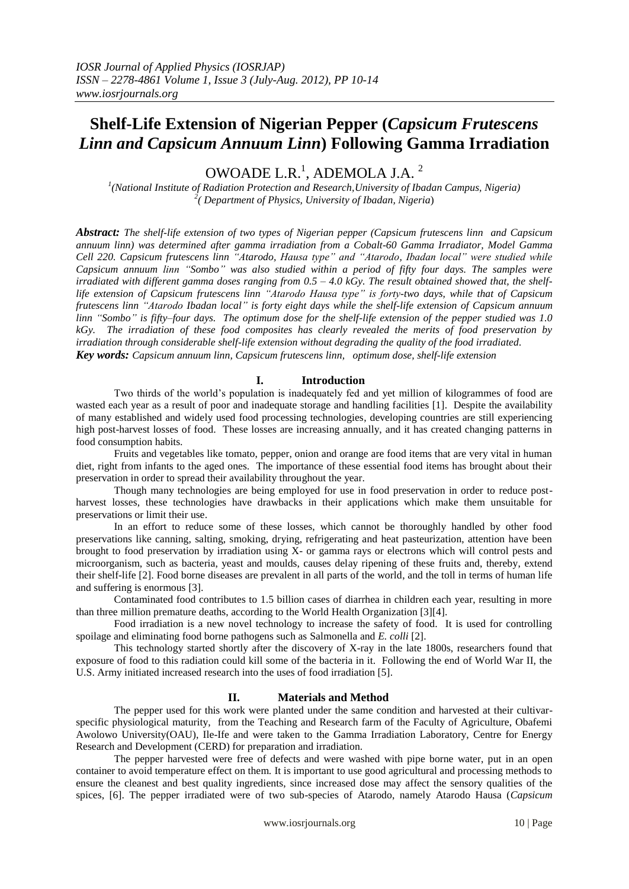# Shelf-Life Extension of Nigerian Pepper (*Capsicum Frutescens Linn and Capsicum Annuum Linn*) Following Gamma Irradiation

OWOADE L.R.[1], ADEMOLA J.A. [2]

[1](National Institute of Radiation Protection and Research,University of Ibadan Campus, Nigeria)
[2]( Department of Physics, University of Ibadan, Nigeria)

***Abstract:*** *The shelf-life extension of two types of Nigerian pepper (Capsicum frutescens linn and Capsicum annuum linn) was determined after gamma irradiation from a Cobalt-60 Gamma Irradiator, Model Gamma Cell 220. Capsicum frutescens linn "Atarodo, Hausa type" and "Atarodo, Ibadan local" were studied while Capsicum annuum linn "Sombo" was also studied within a period of fifty four days. The samples were irradiated with different gamma doses ranging from 0.5 – 4.0 kGy. The result obtained showed that, the shelf-life extension of Capsicum frutescens linn "Atarodo Hausa type" is forty-two days, while that of Capsicum frutescens linn "Atarodo Ibadan local" is forty eight days while the shelf-life extension of Capsicum annuum linn "Sombo" is fifty–four days. The optimum dose for the shelf-life extension of the pepper studied was 1.0 kGy. The irradiation of these food composites has clearly revealed the merits of food preservation by irradiation through considerable shelf-life extension without degrading the quality of the food irradiated.*

***Key words:*** *Capsicum annuum linn, Capsicum frutescens linn, optimum dose, shelf-life extension*

## I. Introduction

Two thirds of the world's population is inadequately fed and yet million of kilogrammes of food are wasted each year as a result of poor and inadequate storage and handling facilities [1]. Despite the availability of many established and widely used food processing technologies, developing countries are still experiencing high post-harvest losses of food. These losses are increasing annually, and it has created changing patterns in food consumption habits.

Fruits and vegetables like tomato, pepper, onion and orange are food items that are very vital in human diet, right from infants to the aged ones. The importance of these essential food items has brought about their preservation in order to spread their availability throughout the year.

Though many technologies are being employed for use in food preservation in order to reduce post-harvest losses, these technologies have drawbacks in their applications which make them unsuitable for preservations or limit their use.

In an effort to reduce some of these losses, which cannot be thoroughly handled by other food preservations like canning, salting, smoking, drying, refrigerating and heat pasteurization, attention have been brought to food preservation by irradiation using X- or gamma rays or electrons which will control pests and microorganism, such as bacteria, yeast and moulds, causes delay ripening of these fruits and, thereby, extend their shelf-life [2]. Food borne diseases are prevalent in all parts of the world, and the toll in terms of human life and suffering is enormous [3].

Contaminated food contributes to 1.5 billion cases of diarrhea in children each year, resulting in more than three million premature deaths, according to the World Health Organization [3][4].

Food irradiation is a new novel technology to increase the safety of food. It is used for controlling spoilage and eliminating food borne pathogens such as Salmonella and *E. colli* [2].

This technology started shortly after the discovery of X-ray in the late 1800s, researchers found that exposure of food to this radiation could kill some of the bacteria in it. Following the end of World War II, the U.S. Army initiated increased research into the uses of food irradiation [5].

## II. Materials and Method

The pepper used for this work were planted under the same condition and harvested at their cultivar-specific physiological maturity, from the Teaching and Research farm of the Faculty of Agriculture, Obafemi Awolowo University(OAU), Ile-Ife and were taken to the Gamma Irradiation Laboratory, Centre for Energy Research and Development (CERD) for preparation and irradiation.

The pepper harvested were free of defects and were washed with pipe borne water, put in an open container to avoid temperature effect on them. It is important to use good agricultural and processing methods to ensure the cleanest and best quality ingredients, since increased dose may affect the sensory qualities of the spices, [6]. The pepper irradiated were of two sub-species of Atarodo, namely Atarodo Hausa (*Capsicum*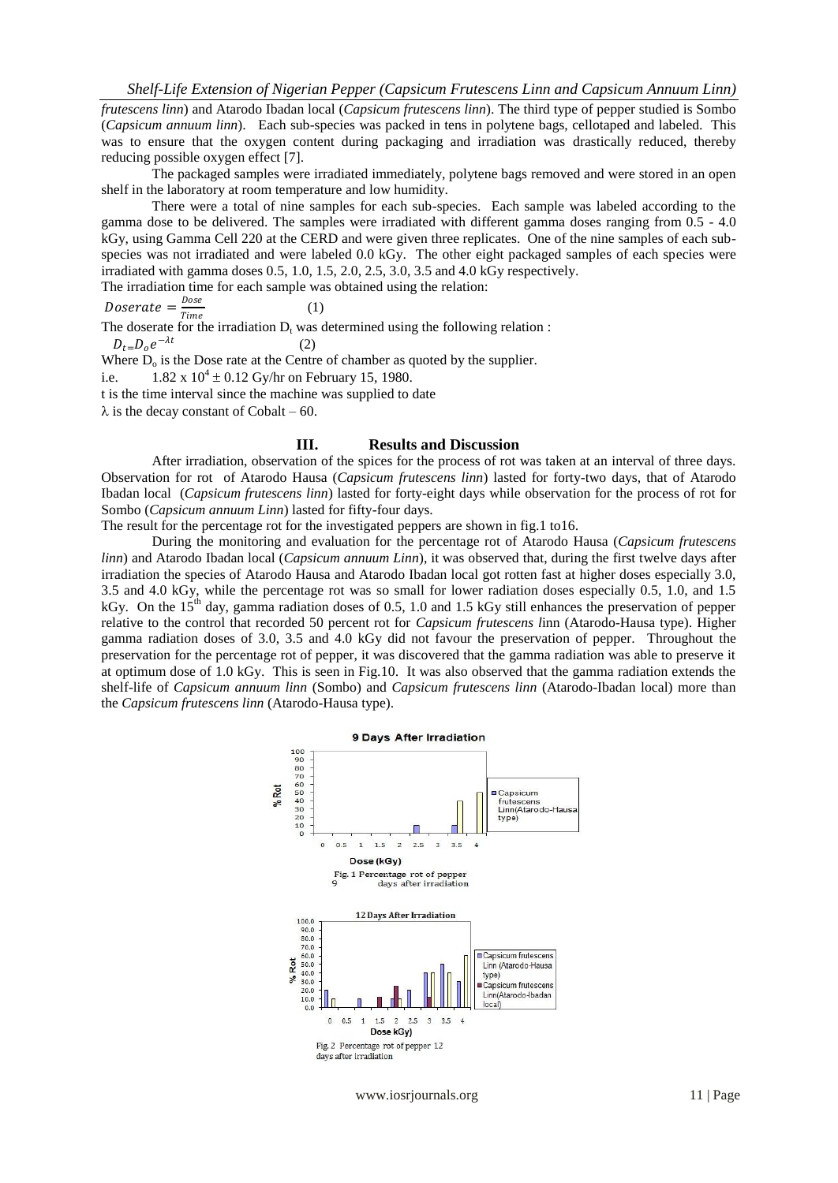*frutescens linn*) and Atarodo Ibadan local (*Capsicum frutescens linn*). The third type of pepper studied is Sombo (*Capsicum annuum linn*). Each sub-species was packed in tens in polytene bags, cellotaped and labeled. This was to ensure that the oxygen content during packaging and irradiation was drastically reduced, thereby reducing possible oxygen effect [7].

The packaged samples were irradiated immediately, polytene bags removed and were stored in an open shelf in the laboratory at room temperature and low humidity.

There were a total of nine samples for each sub-species. Each sample was labeled according to the gamma dose to be delivered. The samples were irradiated with different gamma doses ranging from 0.5 - 4.0 kGy, using Gamma Cell 220 at the CERD and were given three replicates. One of the nine samples of each sub-species was not irradiated and were labeled 0.0 kGy. The other eight packaged samples of each species were irradiated with gamma doses 0.5, 1.0, 1.5, 2.0, 2.5, 3.0, 3.5 and 4.0 kGy respectively.

The irradiation time for each sample was obtained using the relation:

$$Doserate = \frac{Dose}{Time} \quad (1)$$

The doserate for the irradiation $D_t$ was determined using the following relation :

$$D_t = D_o e^{-\lambda t} \quad (2)$$

Where $D_o$ is the Dose rate at the Centre of chamber as quoted by the supplier.

i.e. $1.82 \times 10^4 \pm 0.12$ Gy/hr on February 15, 1980.

t is the time interval since the machine was supplied to date

$\lambda$ is the decay constant of Cobalt – 60.

## III. Results and Discussion

After irradiation, observation of the spices for the process of rot was taken at an interval of three days. Observation for rot of Atarodo Hausa (*Capsicum frutescens linn*) lasted for forty-two days, that of Atarodo Ibadan local (*Capsicum frutescens linn*) lasted for forty-eight days while observation for the process of rot for Sombo (*Capsicum annuum Linn*) lasted for fifty-four days.

The result for the percentage rot for the investigated peppers are shown in fig.1 to16.

During the monitoring and evaluation for the percentage rot of Atarodo Hausa (*Capsicum frutescens linn*) and Atarodo Ibadan local (*Capsicum annuum Linn*), it was observed that, during the first twelve days after irradiation the species of Atarodo Hausa and Atarodo Ibadan local got rotten fast at higher doses especially 3.0, 3.5 and 4.0 kGy, while the percentage rot was so small for lower radiation doses especially 0.5, 1.0, and 1.5 kGy. On the 15[th] day, gamma radiation doses of 0.5, 1.0 and 1.5 kGy still enhances the preservation of pepper relative to the control that recorded 50 percent rot for *Capsicum frutescens l*inn (Atarodo-Hausa type). Higher gamma radiation doses of 3.0, 3.5 and 4.0 kGy did not favour the preservation of pepper. Throughout the preservation for the percentage rot of pepper, it was discovered that the gamma radiation was able to preserve it at optimum dose of 1.0 kGy. This is seen in Fig.10. It was also observed that the gamma radiation extends the shelf-life of *Capsicum annuum linn* (Sombo) and *Capsicum frutescens linn* (Atarodo-Ibadan local) more than the *Capsicum frutescens linn* (Atarodo-Hausa type).

Fig. 1 Percentage rot of pepper 9 days after irradiation

Fig. 2 Percentage rot of pepper 12 days after irradiation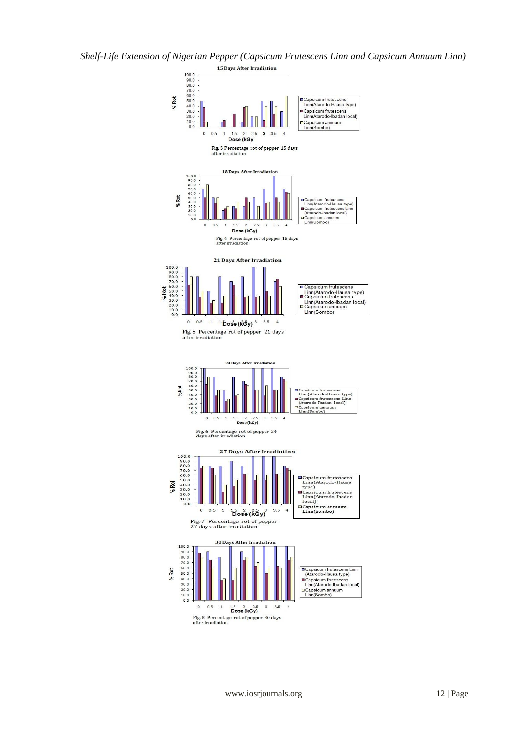15 Days After Irradiation

Fig. 3 Percentage rot of pepper 15 days after irradiation

18 Days After Irradiation

Fig. 4 Percentage rot of pepper 18 days after irradiation

21 Days After Irradiation

Fig. 5 Percentage rot of pepper 21 days after irradiation

24 Days After Irradiation

Fig. 6 Percentage rot of pepper 24 days after irradiation

27 Days After Irradiation

Fig. 7 Percentage rot of pepper 27 days after irradiation

30 Days After Irradiation

Fig. 8 Percentage rot of pepper 30 days after irradiation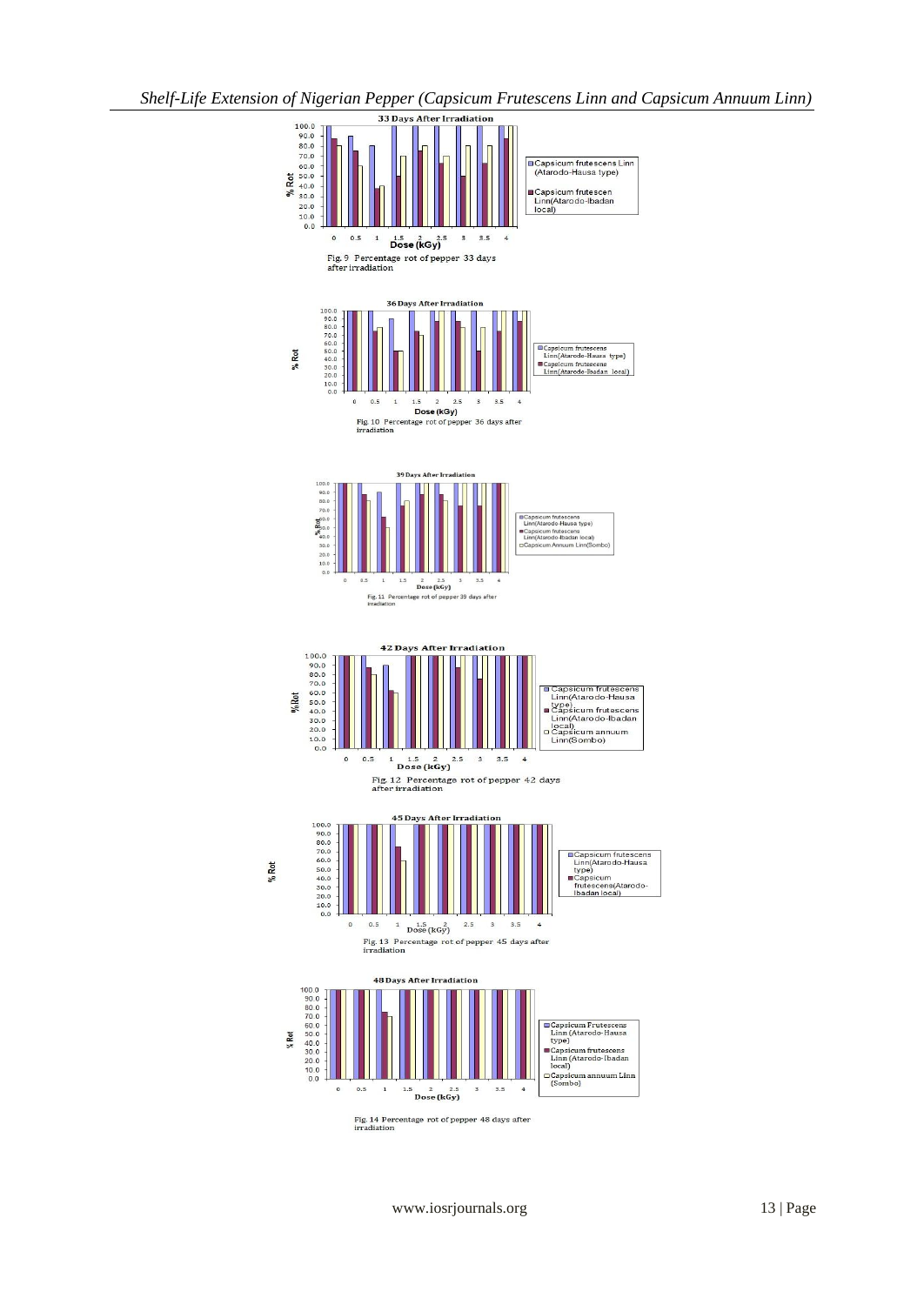33 Days After Irradiation

% Rot

Dose (kGy)

Capsicum frutescens Linn (Atarodo-Hausa type)

Capsicum frutescen Linn(Atarodo-Ibadan local)

Fig. 9 Percentage rot of pepper 33 days after irradiation

36 Days After Irradiation

% Rot

Dose (kGy)

Capsicum frutescens Linn(Atarodo-Hausa type)

Capsicum frutescens Linn(Atarodo-Ibadan local)

Fig. 10 Percentage rot of pepper 36 days after irradiation

39 Days After Irradiation

% Rot

Dose (kGy)

Capsicum frutescens Linn(Atarodo-Hausa type)

Capsicum frutescens Linn(Atarodo-Ibadan local)

Capsicum Annuum Linn(Sombo)

Fig. 11 Percentage rot of pepper 39 days after irradiation

42 Days After Irradiation

%Rot

Dose (kGy)

Capsicum frutescens Linn(Atarodo-Hausa type)

Capsicum frutescens Linn(Atarodo-Ibadan local)

Capsicum annuum Linn(Sombo)

Fig. 12 Percentage rot of pepper 42 days after irradiation

45 Days After Irradiation

% Rot

Dose (kGy)

Capsicum frutescens Linn(Atarodo-Hausa type)

Capsicum frutescens(Atarodo-Ibadan local)

Fig. 13 Percentage rot of pepper 45 days after irradiation

48 Days After Irradiation

% Rot

Dose (kGy)

Capsicum Frutescens Linn (Atarodo-Hausa type)

Capsicum frutescens Linn (Atarodo-Ibadan local)

Capsicum annuum Linn (Sombo)

Fig. 14 Percentage rot of pepper 48 days after irradiation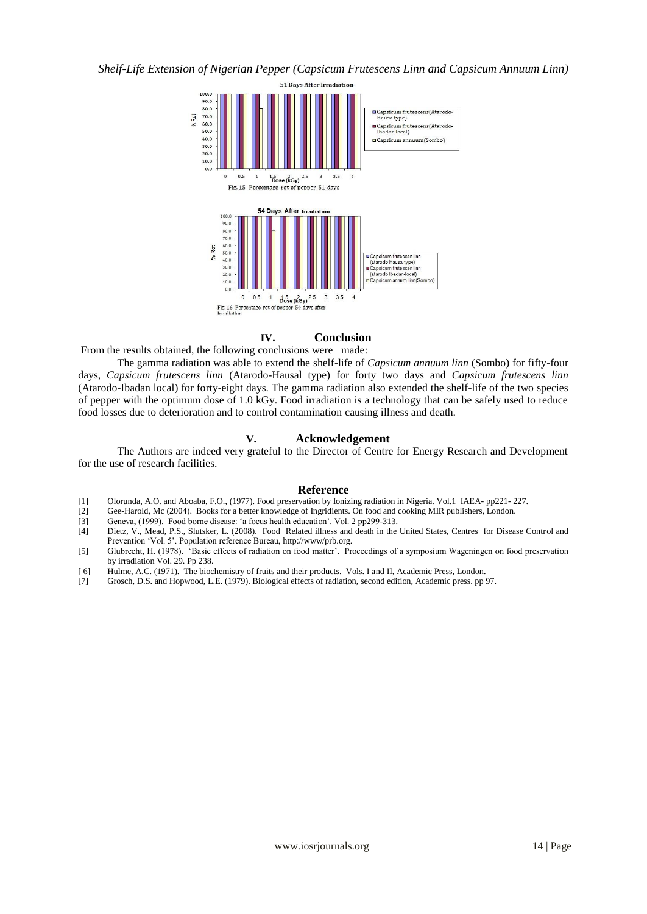51 Days After Irradiation

100.0
90.0
80.0
70.0
60.0
50.0
40.0
30.0
20.0
10.0
0.0

% Rot

0 0.5 1 1.5 2 2.5 3 3.5 4

Dose (kGy)

Capsicum frutescens(Atarodo-Hausa type)
Capsicum frutescens(Atarodo-Ibadan local)
Capsicum annuum(Sombo)

Fig. 15 Percentage rot of pepper 51 days

54 Days After Irradiation

100.0
90.0
80.0
70.0
60.0
50.0
40.0
30.0
20.0
10.0
0.0

% Rot

0 0.5 1 1.5 2 2.5 3 3.5 4

Dose (kGy)

Capsicum frutescen linn (atarodo Hausa type)
Capsicum frutescen linn (atarodo Ibadan-local)
Capsicum annum linn(Sombo)

Fig. 16 Percentage rot of pepper 54 days after irradiation

## IV. Conclusion

From the results obtained, the following conclusions were made:

The gamma radiation was able to extend the shelf-life of *Capsicum annuum linn* (Sombo) for fifty-four days, *Capsicum frutescens linn* (Atarodo-Hausal type) for forty two days and *Capsicum frutescens linn* (Atarodo-Ibadan local) for forty-eight days. The gamma radiation also extended the shelf-life of the two species of pepper with the optimum dose of 1.0 kGy. Food irradiation is a technology that can be safely used to reduce food losses due to deterioration and to control contamination causing illness and death.

## V. Acknowledgement

The Authors are indeed very grateful to the Director of Centre for Energy Research and Development for the use of research facilities.

## Reference

[1] Olorunda, A.O. and Aboaba, F.O., (1977). Food preservation by Ionizing radiation in Nigeria. Vol.1 IAEA- pp221- 227.

[2] Gee-Harold, Mc (2004). Books for a better knowledge of Ingridients. On food and cooking MIR publishers, London.

[3] Geneva, (1999). Food borne disease: 'a focus health education'. Vol. 2 pp299-313.

[4] Dietz, V., Mead, P.S., Slutsker, L. (2008). Food Related illness and death in the United States, Centres for Disease Control and Prevention 'Vol. 5'. Population reference Bureau, http://www/prb.org.

[5] Glubrecht, H. (1978). 'Basic effects of radiation on food matter'. Proceedings of a symposium Wageningen on food preservation by irradiation Vol. 29. Pp 238.

[6] Hulme, A.C. (1971). The biochemistry of fruits and their products. Vols. I and II, Academic Press, London.

[7] Grosch, D.S. and Hopwood, L.E. (1979). Biological effects of radiation, second edition, Academic press. pp 97.